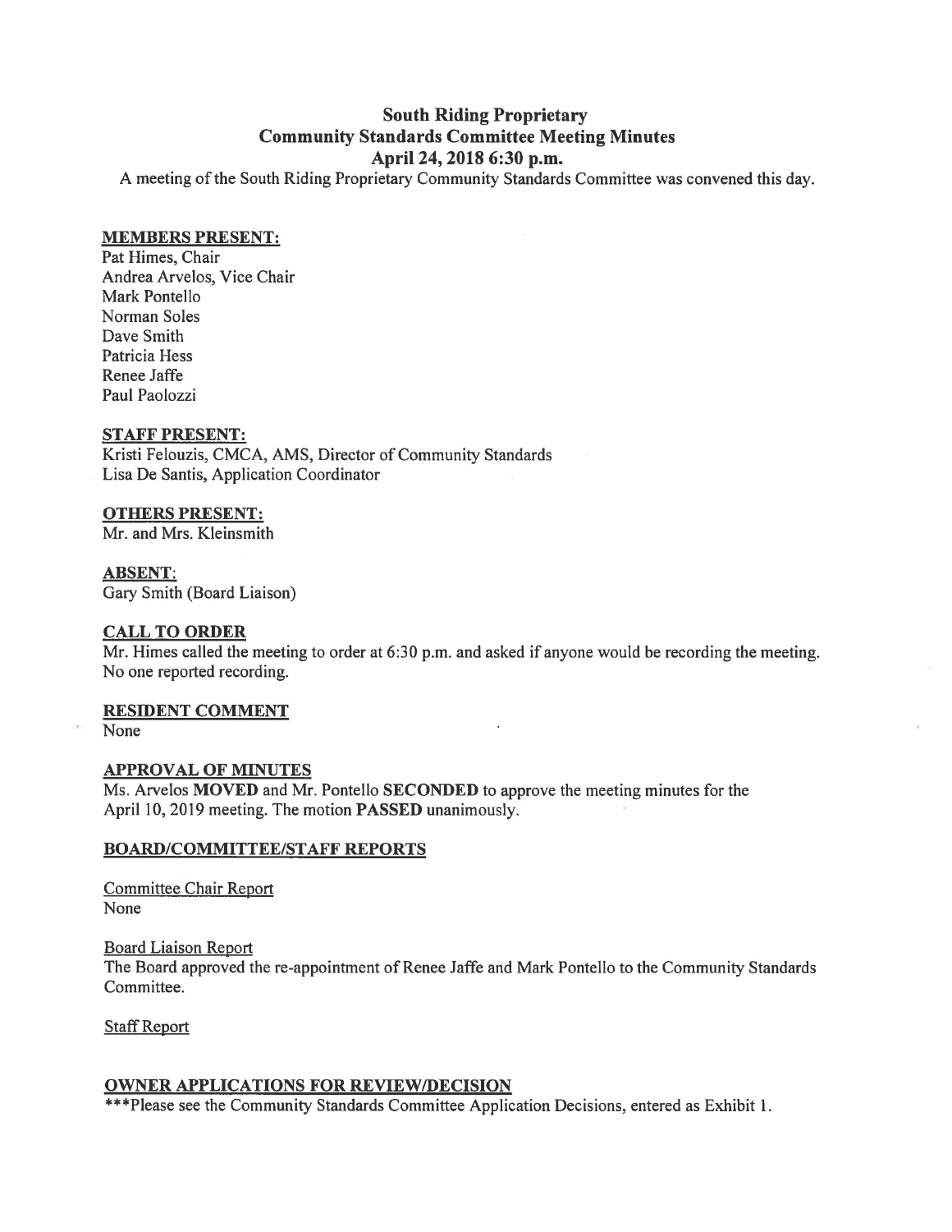# South Riding Proprietary
## Community Standards Committee Meeting Minutes
### April 24, 2018 6:30 p.m.

A meeting of the South Riding Proprietary Community Standards Committee was convened this day.

**MEMBERS PRESENT:**

Pat Himes, Chair
Andrea Arvelos, Vice Chair
Mark Pontello
Norman Soles
Dave Smith
Patricia Hess
Renee Jaffe
Paul Paolozzi

**STAFF PRESENT:**

Kristi Felouzis, CMCA, AMS, Director of Community Standards
Lisa De Santis, Application Coordinator

**OTHERS PRESENT:**

Mr. and Mrs. Kleinsmith

**ABSENT:**

Gary Smith (Board Liaison)

**CALL TO ORDER**

Mr. Himes called the meeting to order at 6:30 p.m. and asked if anyone would be recording the meeting. No one reported recording.

**RESIDENT COMMENT**

None

**APPROVAL OF MINUTES**

Ms. Arvelos **MOVED** and Mr. Pontello **SECONDED** to approve the meeting minutes for the April 10, 2019 meeting. The motion **PASSED** unanimously.

**BOARD/COMMITTEE/STAFF REPORTS**

Committee Chair Report
None

Board Liaison Report
The Board approved the re-appointment of Renee Jaffe and Mark Pontello to the Community Standards Committee.

Staff Report

**OWNER APPLICATIONS FOR REVIEW/DECISION**

***Please see the Community Standards Committee Application Decisions, entered as Exhibit 1.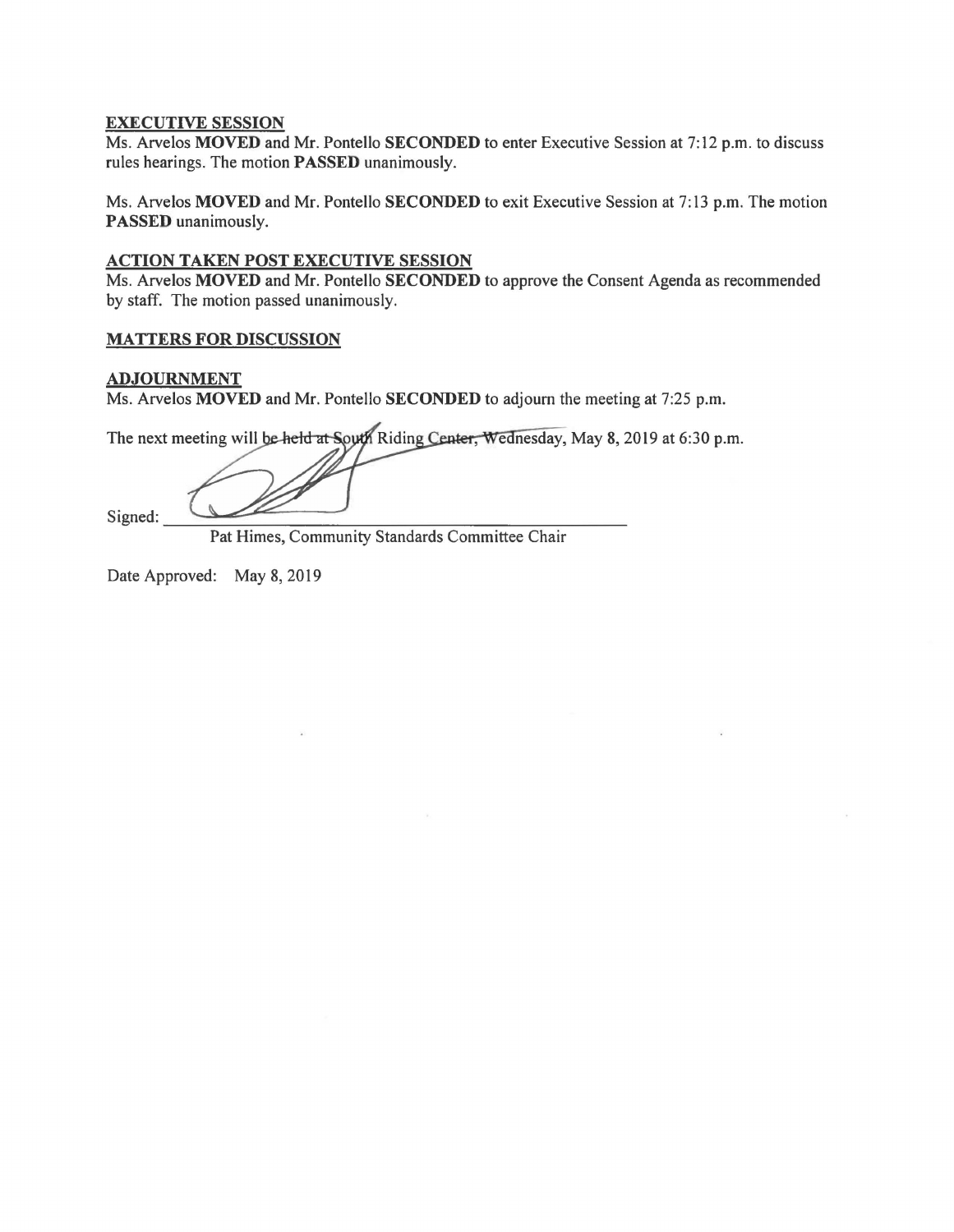**EXECUTIVE SESSION**

Ms. Arvelos **MOVED** and Mr. Pontello **SECONDED** to enter Executive Session at 7:12 p.m. to discuss rules hearings. The motion **PASSED** unanimously.

Ms. Arvelos **MOVED** and Mr. Pontello **SECONDED** to exit Executive Session at 7:13 p.m. The motion **PASSED** unanimously.

**ACTION TAKEN POST EXECUTIVE SESSION**

Ms. Arvelos **MOVED** and Mr. Pontello **SECONDED** to approve the Consent Agenda as recommended by staff. The motion passed unanimously.

**MATTERS FOR DISCUSSION**

**ADJOURNMENT**

Ms. Arvelos **MOVED** and Mr. Pontello **SECONDED** to adjourn the meeting at 7:25 p.m.

The next meeting will be held at South Riding Center, Wednesday, May 8, 2019 at 6:30 p.m.

Signed: ______________________________

Pat Himes, Community Standards Committee Chair

Date Approved: May 8, 2019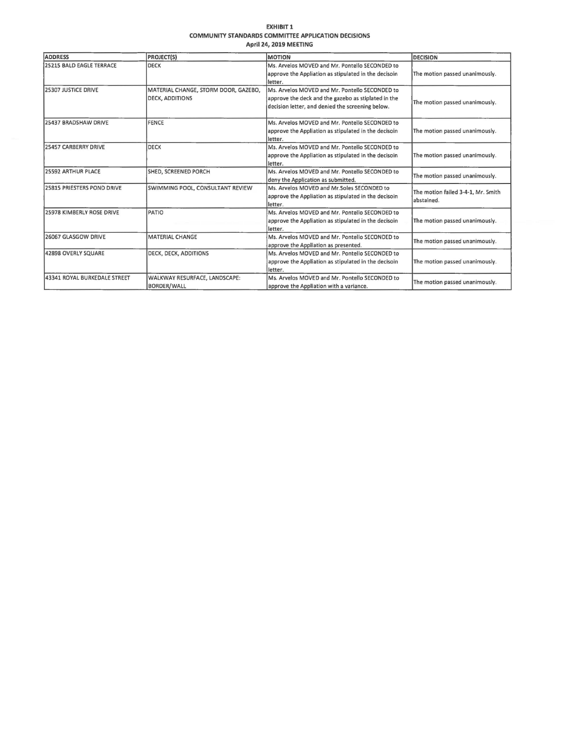**EXHIBIT 1**
**COMMUNITY STANDARDS COMMITTEE APPLICATION DECISIONS**
**April 24, 2019 MEETING**

| ADDRESS | PROJECT(S) | MOTION | DECISION |
|---|---|---|---|
| 25215 BALD EAGLE TERRACE | DECK | Ms. Arvelos MOVED and Mr. Pontello SECONDED to approve the Appliation as stipulated in the decisoin letter. | The motion passed unanimously. |
| 25307 JUSTICE DRIVE | MATERIAL CHANGE, STORM DOOR, GAZEBO, DECK, ADDITIONS | Ms. Arvelos MOVED and Mr. Pontello SECONDED to approve the deck and the gazebo as stiplated in the decision letter, and denied the screening below. | The motion passed unanimously. |
| 25437 BRADSHAW DRIVE | FENCE | Ms. Arvelos MOVED and Mr. Pontello SECONDED to approve the Appliation as stipulated in the decisoin letter. | The motion passed unanimously. |
| 25457 CARBERRY DRIVE | DECK | Ms. Arvelos MOVED and Mr. Pontello SECONDED to approve the Appliation as stipulated in the decisoin letter. | The motion passed unanimously. |
| 25592 ARTHUR PLACE | SHED, SCREENED PORCH | Ms. Arvelos MOVED and Mr. Pontello SECONDED to deny the Application as submitted. | The motion passed unanimously. |
| 25815 PRIESTERS POND DRIVE | SWIMMING POOL, CONSULTANT REVIEW | Ms. Arvelos MOVED and Mr.Soles SECONDED to approve the Appliation as stipulated in the decisoin letter. | The motion failed 3-4-1, Mr. Smith abstained. |
| 25978 KIMBERLY ROSE DRIVE | PATIO | Ms. Arvelos MOVED and Mr. Pontello SECONDED to approve the Appliation as stipulated in the decisoin letter. | The motion passed unanimously. |
| 26067 GLASGOW DRIVE | MATERIAL CHANGE | Ms. Arvelos MOVED and Mr. Pontello SECONDED to approve the Application as presented. | The motion passed unanimously. |
| 42898 OVERLY SQUARE | DECK, DECK, ADDITIONS | Ms. Arvelos MOVED and Mr. Pontello SECONDED to approve the Appliation as stipulated in the decisoin letter. | The motion passed unanimously. |
| 43341 ROYAL BURKEDALE STREET | WALKWAY RESURFACE, LANDSCAPE: BORDER/WALL | Ms. Arvelos MOVED and Mr. Pontello SECONDED to approve the Appliation with a variance. | The motion passed unanimously. |